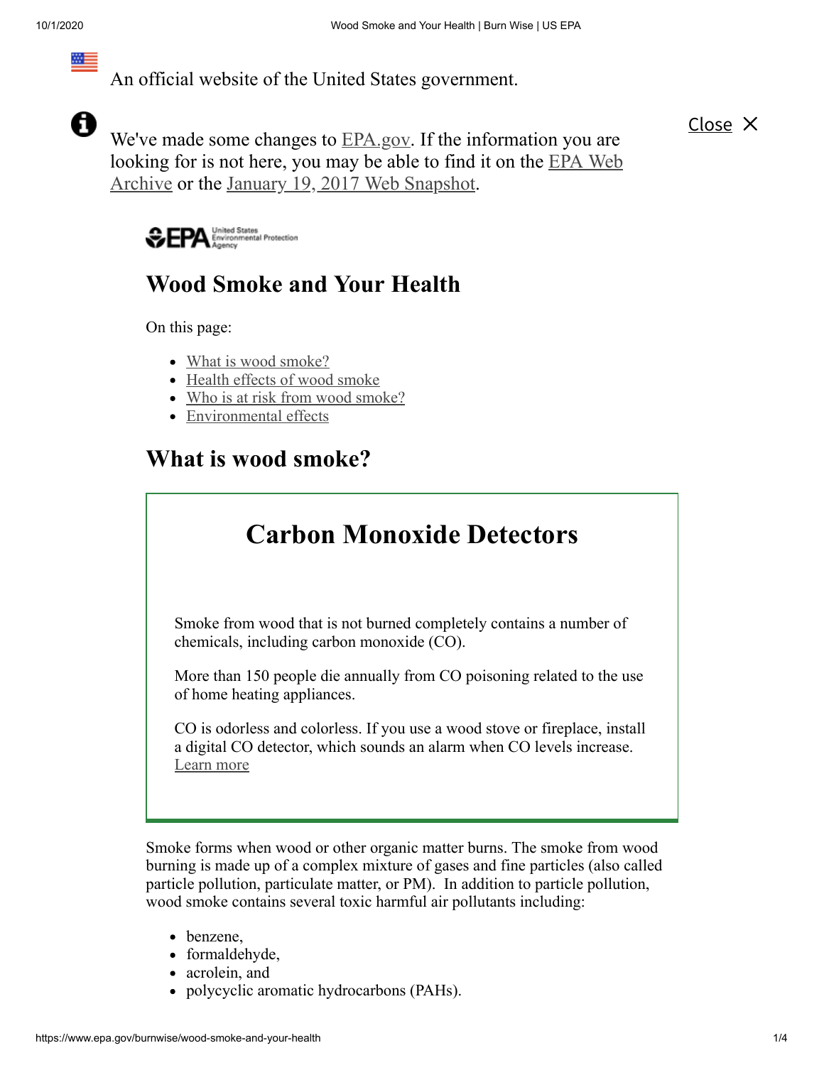An official website of the United States government.

We've made some changes to EPA.gov. If the information you are looking for is not here, you may be able to find it on the EPA Web Archive or the January 19, 2017 Web Snapshot.

Close

# Wood Smoke and Your Health

On this page:

- What is wood smoke?
- Health effects of wood smoke
- Who is at risk from wood smoke?
- Environmental effects

## What is wood smoke?

### Carbon Monoxide Detectors

Smoke from wood that is not burned completely contains a number of chemicals, including carbon monoxide (CO).

More than 150 people die annually from CO poisoning related to the use of home heating appliances.

CO is odorless and colorless. If you use a wood stove or fireplace, install a digital CO detector, which sounds an alarm when CO levels increase. Learn more

Smoke forms when wood or other organic matter burns. The smoke from wood burning is made up of a complex mixture of gases and fine particles (also called particle pollution, particulate matter, or PM). In addition to particle pollution, wood smoke contains several toxic harmful air pollutants including:

- benzene,
- formaldehyde,
- acrolein, and
- polycyclic aromatic hydrocarbons (PAHs).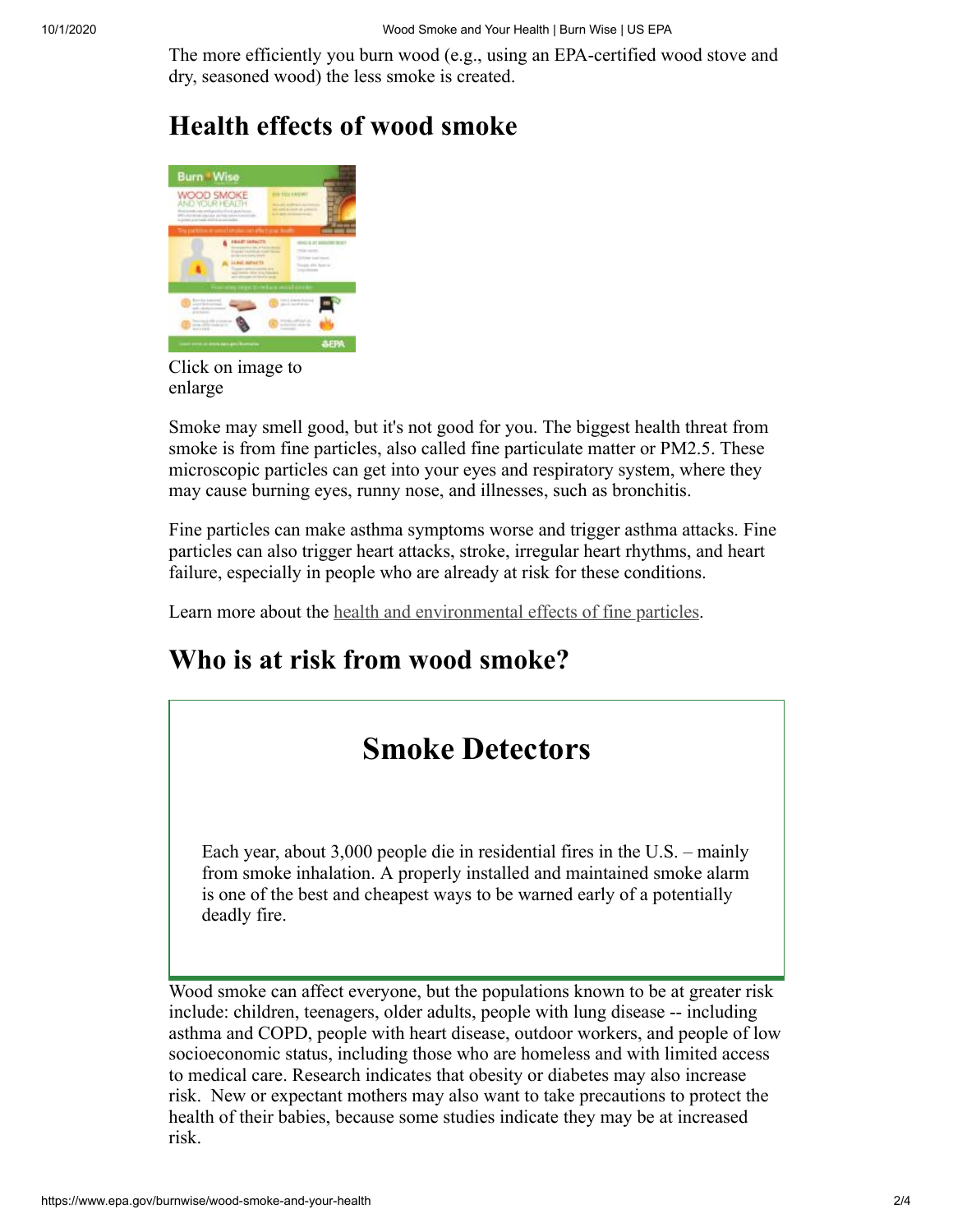The more efficiently you burn wood (e.g., using an EPA-certified wood stove and dry, seasoned wood) the less smoke is created.

## Health effects of wood smoke

Click on image to enlarge

Smoke may smell good, but it's not good for you. The biggest health threat from smoke is from fine particles, also called fine particulate matter or PM2.5. These microscopic particles can get into your eyes and respiratory system, where they may cause burning eyes, runny nose, and illnesses, such as bronchitis.

Fine particles can make asthma symptoms worse and trigger asthma attacks. Fine particles can also trigger heart attacks, stroke, irregular heart rhythms, and heart failure, especially in people who are already at risk for these conditions.

Learn more about the health and environmental effects of fine particles.

## Who is at risk from wood smoke?

### Smoke Detectors

Each year, about 3,000 people die in residential fires in the U.S. – mainly from smoke inhalation. A properly installed and maintained smoke alarm is one of the best and cheapest ways to be warned early of a potentially deadly fire.

Wood smoke can affect everyone, but the populations known to be at greater risk include: children, teenagers, older adults, people with lung disease -- including asthma and COPD, people with heart disease, outdoor workers, and people of low socioeconomic status, including those who are homeless and with limited access to medical care. Research indicates that obesity or diabetes may also increase risk. New or expectant mothers may also want to take precautions to protect the health of their babies, because some studies indicate they may be at increased risk.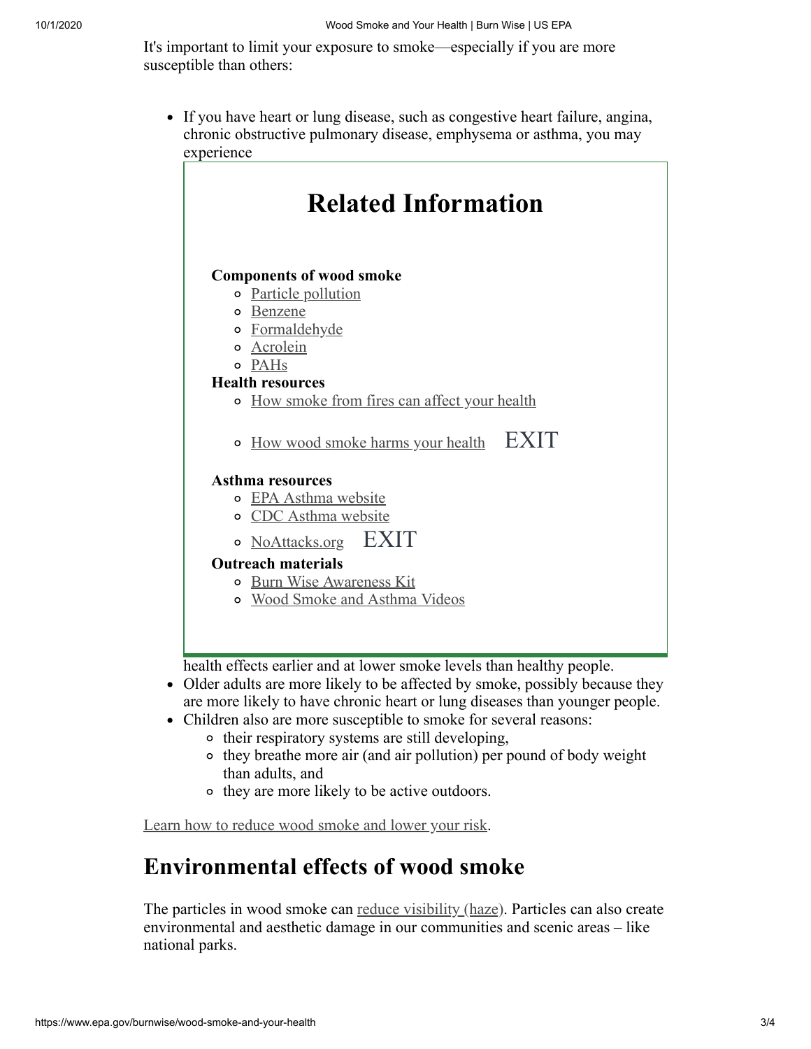It's important to limit your exposure to smoke—especially if you are more susceptible than others:

- If you have heart or lung disease, such as congestive heart failure, angina, chronic obstructive pulmonary disease, emphysema or asthma, you may experience health effects earlier and at lower smoke levels than healthy people.
- Older adults are more likely to be affected by smoke, possibly because they are more likely to have chronic heart or lung diseases than younger people.
- Children also are more susceptible to smoke for several reasons:
  - their respiratory systems are still developing,
  - they breathe more air (and air pollution) per pound of body weight than adults, and
  - they are more likely to be active outdoors.

## Related Information

**Components of wood smoke**

- Particle pollution
- Benzene
- Formaldehyde
- Acrolein
- PAHs

**Health resources**

- How smoke from fires can affect your health
- How wood smoke harms your health EXIT

**Asthma resources**

- EPA Asthma website
- CDC Asthma website
- NoAttacks.org EXIT

**Outreach materials**

- Burn Wise Awareness Kit
- Wood Smoke and Asthma Videos

Learn how to reduce wood smoke and lower your risk.

## Environmental effects of wood smoke

The particles in wood smoke can reduce visibility (haze). Particles can also create environmental and aesthetic damage in our communities and scenic areas – like national parks.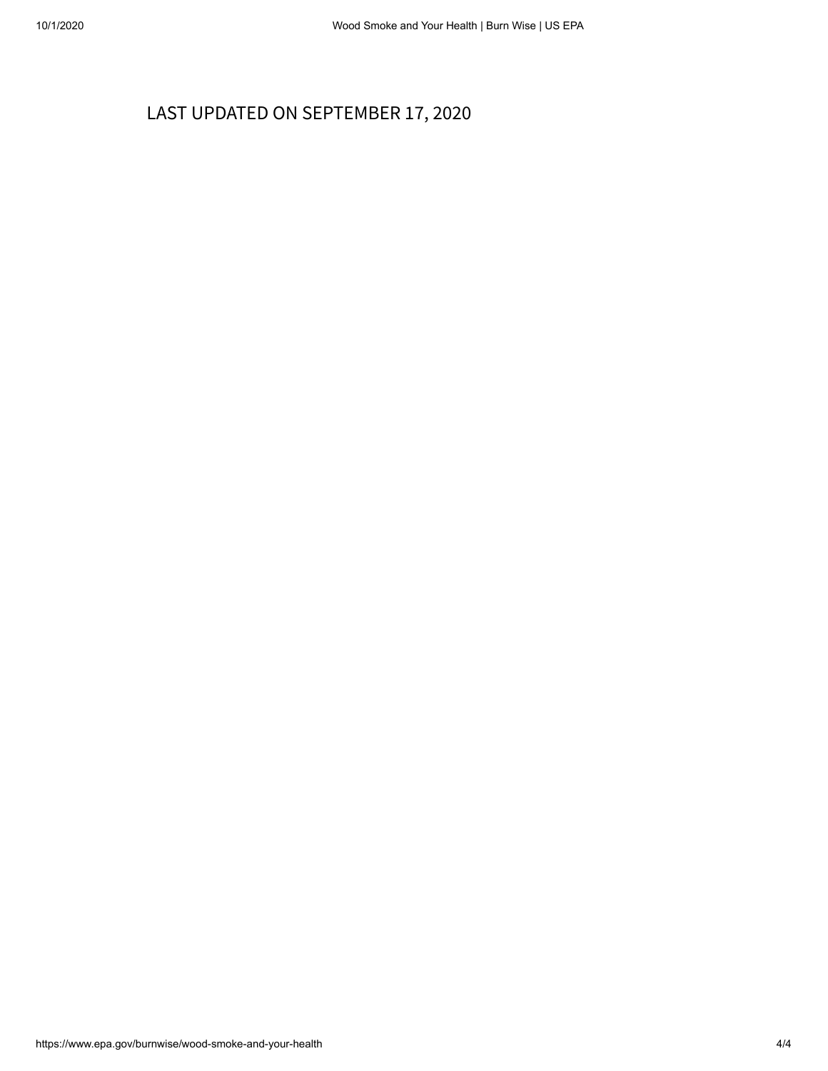LAST UPDATED ON SEPTEMBER 17, 2020